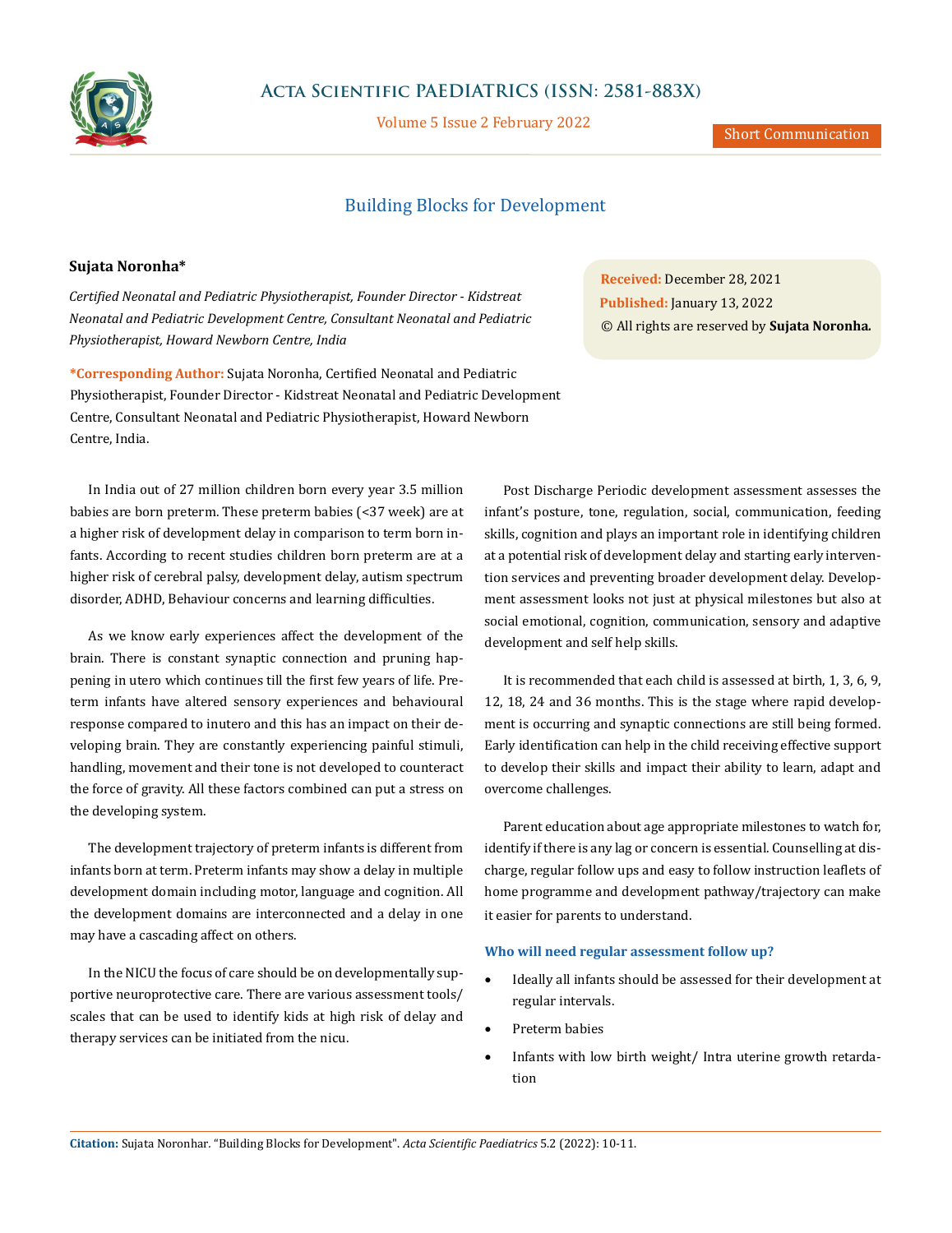Short Communication

# Building Blocks for Development

**Sujata Noronha***

*Certified Neonatal and Pediatric Physiotherapist, Founder Director - Kidstreat Neonatal and Pediatric Development Centre, Consultant Neonatal and Pediatric Physiotherapist, Howard Newborn Centre, India*

**\*Corresponding Author:** Sujata Noronha, Certified Neonatal and Pediatric Physiotherapist, Founder Director - Kidstreat Neonatal and Pediatric Development Centre, Consultant Neonatal and Pediatric Physiotherapist, Howard Newborn Centre, India.

**Received:** December 28, 2021
**Published:** January 13, 2022
© All rights are reserved by **Sujata Noronha.**

In India out of 27 million children born every year 3.5 million babies are born preterm. These preterm babies (<37 week) are at a higher risk of development delay in comparison to term born infants. According to recent studies children born preterm are at a higher risk of cerebral palsy, development delay, autism spectrum disorder, ADHD, Behaviour concerns and learning difficulties.

As we know early experiences affect the development of the brain. There is constant synaptic connection and pruning happening in utero which continues till the first few years of life. Preterm infants have altered sensory experiences and behavioural response compared to inutero and this has an impact on their developing brain. They are constantly experiencing painful stimuli, handling, movement and their tone is not developed to counteract the force of gravity. All these factors combined can put a stress on the developing system.

The development trajectory of preterm infants is different from infants born at term. Preterm infants may show a delay in multiple development domain including motor, language and cognition. All the development domains are interconnected and a delay in one may have a cascading affect on others.

In the NICU the focus of care should be on developmentally supportive neuroprotective care. There are various assessment tools/scales that can be used to identify kids at high risk of delay and therapy services can be initiated from the nicu.

Post Discharge Periodic development assessment assesses the infant's posture, tone, regulation, social, communication, feeding skills, cognition and plays an important role in identifying children at a potential risk of development delay and starting early intervention services and preventing broader development delay. Development assessment looks not just at physical milestones but also at social emotional, cognition, communication, sensory and adaptive development and self help skills.

It is recommended that each child is assessed at birth, 1, 3, 6, 9, 12, 18, 24 and 36 months. This is the stage where rapid development is occurring and synaptic connections are still being formed. Early identification can help in the child receiving effective support to develop their skills and impact their ability to learn, adapt and overcome challenges.

Parent education about age appropriate milestones to watch for, identify if there is any lag or concern is essential. Counselling at discharge, regular follow ups and easy to follow instruction leaflets of home programme and development pathway/trajectory can make it easier for parents to understand.

### Who will need regular assessment follow up?

- Ideally all infants should be assessed for their development at regular intervals.
- Preterm babies
- Infants with low birth weight/ Intra uterine growth retardation

**Citation:** Sujata Noronhar. "Building Blocks for Development". *Acta Scientific Paediatrics* 5.2 (2022): 10-11.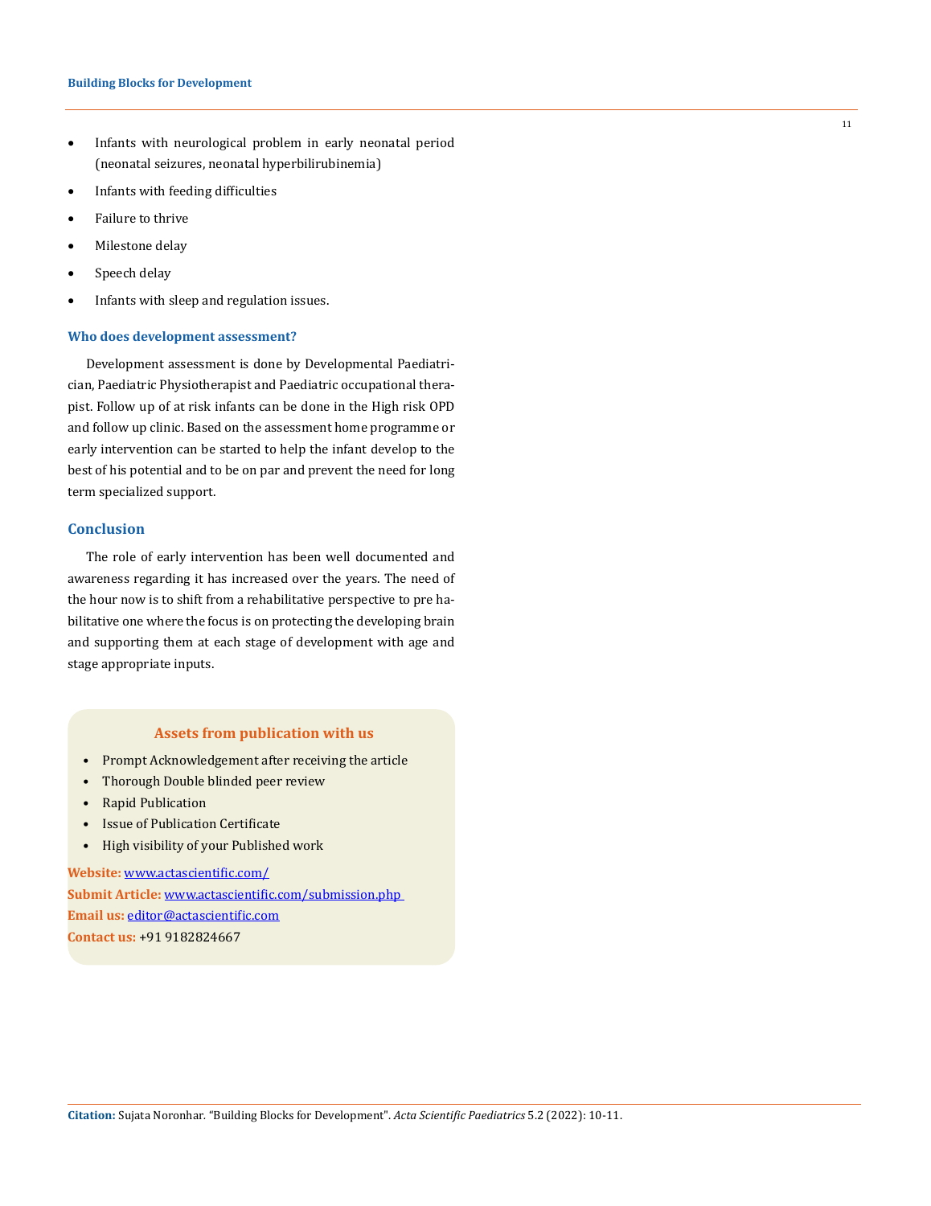- Infants with neurological problem in early neonatal period (neonatal seizures, neonatal hyperbilirubinemia)
- Infants with feeding difficulties
- Failure to thrive
- Milestone delay
- Speech delay
- Infants with sleep and regulation issues.

### Who does development assessment?

Development assessment is done by Developmental Paediatrician, Paediatric Physiotherapist and Paediatric occupational therapist. Follow up of at risk infants can be done in the High risk OPD and follow up clinic. Based on the assessment home programme or early intervention can be started to help the infant develop to the best of his potential and to be on par and prevent the need for long term specialized support.

## Conclusion

The role of early intervention has been well documented and awareness regarding it has increased over the years. The need of the hour now is to shift from a rehabilitative perspective to pre habilitative one where the focus is on protecting the developing brain and supporting them at each stage of development with age and stage appropriate inputs.

### Assets from publication with us

- Prompt Acknowledgement after receiving the article
- Thorough Double blinded peer review
- Rapid Publication
- Issue of Publication Certificate
- High visibility of your Published work

**Website:** www.actascientific.com/
**Submit Article:** www.actascientific.com/submission.php
**Email us:** editor@actascientific.com
**Contact us:** +91 9182824667

**Citation:** Sujata Noronhar. "Building Blocks for Development". *Acta Scientific Paediatrics* 5.2 (2022): 10-11.